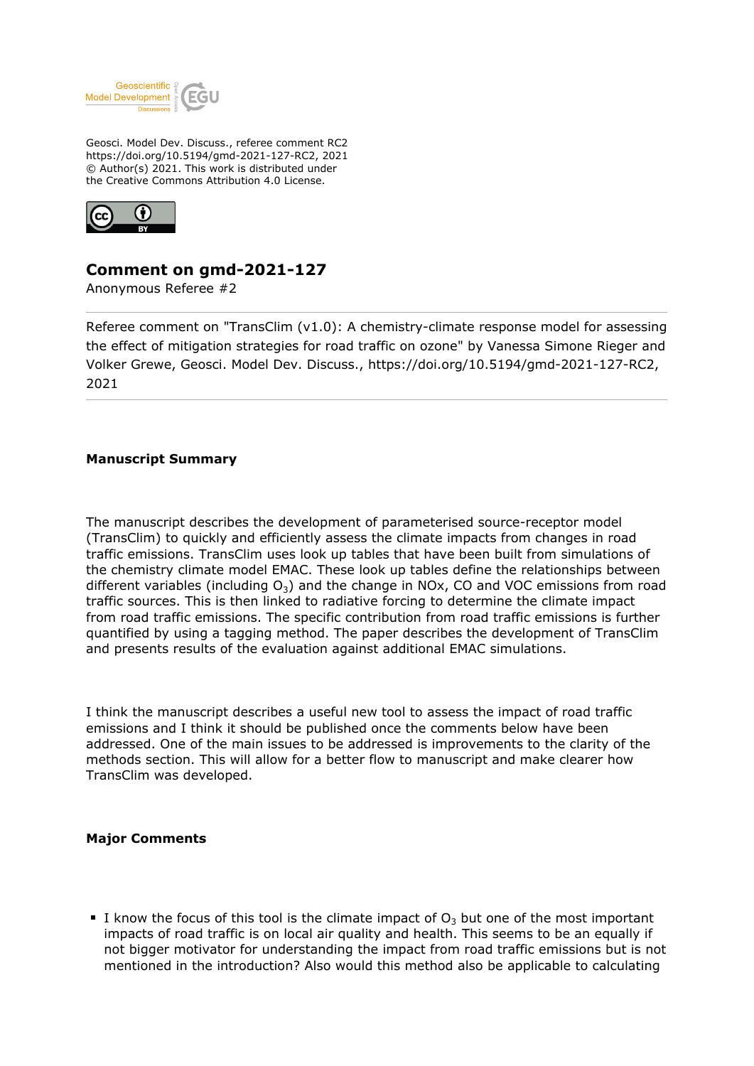Geosci. Model Dev. Discuss., referee comment RC2
https://doi.org/10.5194/gmd-2021-127-RC2, 2021
© Author(s) 2021. This work is distributed under
the Creative Commons Attribution 4.0 License.

# Comment on gmd-2021-127

Anonymous Referee #2

---

Referee comment on "TransClim (v1.0): A chemistry-climate response model for assessing the effect of mitigation strategies for road traffic on ozone" by Vanessa Simone Rieger and Volker Grewe, Geosci. Model Dev. Discuss., https://doi.org/10.5194/gmd-2021-127-RC2, 2021

---

**Manuscript Summary**

The manuscript describes the development of parameterised source-receptor model (TransClim) to quickly and efficiently assess the climate impacts from changes in road traffic emissions. TransClim uses look up tables that have been built from simulations of the chemistry climate model EMAC. These look up tables define the relationships between different variables (including $O_3$) and the change in NOx, CO and VOC emissions from road traffic sources. This is then linked to radiative forcing to determine the climate impact from road traffic emissions. The specific contribution from road traffic emissions is further quantified by using a tagging method. The paper describes the development of TransClim and presents results of the evaluation against additional EMAC simulations.

I think the manuscript describes a useful new tool to assess the impact of road traffic emissions and I think it should be published once the comments below have been addressed. One of the main issues to be addressed is improvements to the clarity of the methods section. This will allow for a better flow to manuscript and make clearer how TransClim was developed.

**Major Comments**

- I know the focus of this tool is the climate impact of $O_3$ but one of the most important impacts of road traffic is on local air quality and health. This seems to be an equally if not bigger motivator for understanding the impact from road traffic emissions but is not mentioned in the introduction? Also would this method also be applicable to calculating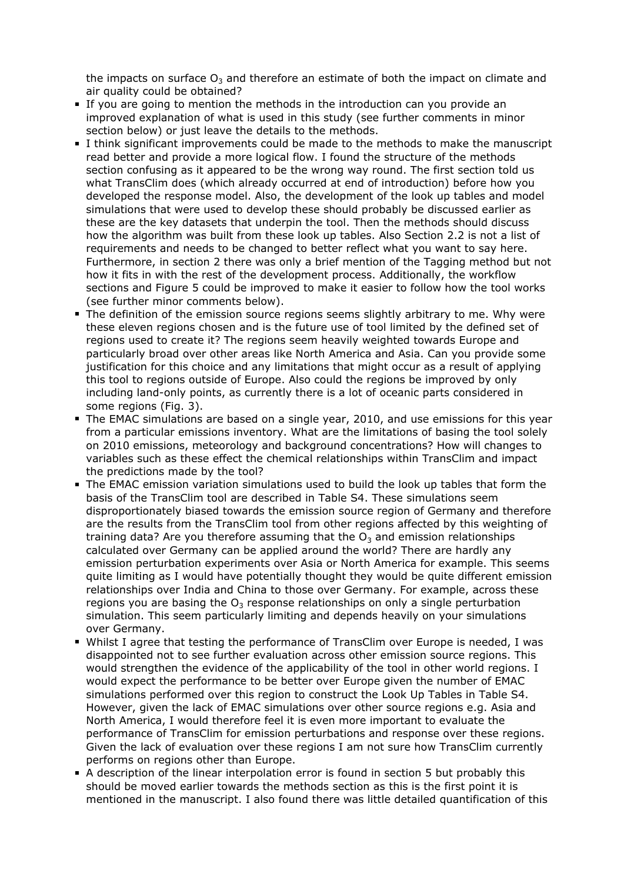the impacts on surface $O_3$ and therefore an estimate of both the impact on climate and air quality could be obtained?

- If you are going to mention the methods in the introduction can you provide an improved explanation of what is used in this study (see further comments in minor section below) or just leave the details to the methods.
- I think significant improvements could be made to the methods to make the manuscript read better and provide a more logical flow. I found the structure of the methods section confusing as it appeared to be the wrong way round. The first section told us what TransClim does (which already occurred at end of introduction) before how you developed the response model. Also, the development of the look up tables and model simulations that were used to develop these should probably be discussed earlier as these are the key datasets that underpin the tool. Then the methods should discuss how the algorithm was built from these look up tables. Also Section 2.2 is not a list of requirements and needs to be changed to better reflect what you want to say here. Furthermore, in section 2 there was only a brief mention of the Tagging method but not how it fits in with the rest of the development process. Additionally, the workflow sections and Figure 5 could be improved to make it easier to follow how the tool works (see further minor comments below).
- The definition of the emission source regions seems slightly arbitrary to me. Why were these eleven regions chosen and is the future use of tool limited by the defined set of regions used to create it? The regions seem heavily weighted towards Europe and particularly broad over other areas like North America and Asia. Can you provide some justification for this choice and any limitations that might occur as a result of applying this tool to regions outside of Europe. Also could the regions be improved by only including land-only points, as currently there is a lot of oceanic parts considered in some regions (Fig. 3).
- The EMAC simulations are based on a single year, 2010, and use emissions for this year from a particular emissions inventory. What are the limitations of basing the tool solely on 2010 emissions, meteorology and background concentrations? How will changes to variables such as these effect the chemical relationships within TransClim and impact the predictions made by the tool?
- The EMAC emission variation simulations used to build the look up tables that form the basis of the TransClim tool are described in Table S4. These simulations seem disproportionately biased towards the emission source region of Germany and therefore are the results from the TransClim tool from other regions affected by this weighting of training data? Are you therefore assuming that the $O_3$ and emission relationships calculated over Germany can be applied around the world? There are hardly any emission perturbation experiments over Asia or North America for example. This seems quite limiting as I would have potentially thought they would be quite different emission relationships over India and China to those over Germany. For example, across these regions you are basing the $O_3$ response relationships on only a single perturbation simulation. This seem particularly limiting and depends heavily on your simulations over Germany.
- Whilst I agree that testing the performance of TransClim over Europe is needed, I was disappointed not to see further evaluation across other emission source regions. This would strengthen the evidence of the applicability of the tool in other world regions. I would expect the performance to be better over Europe given the number of EMAC simulations performed over this region to construct the Look Up Tables in Table S4. However, given the lack of EMAC simulations over other source regions e.g. Asia and North America, I would therefore feel it is even more important to evaluate the performance of TransClim for emission perturbations and response over these regions. Given the lack of evaluation over these regions I am not sure how TransClim currently performs on regions other than Europe.
- A description of the linear interpolation error is found in section 5 but probably this should be moved earlier towards the methods section as this is the first point it is mentioned in the manuscript. I also found there was little detailed quantification of this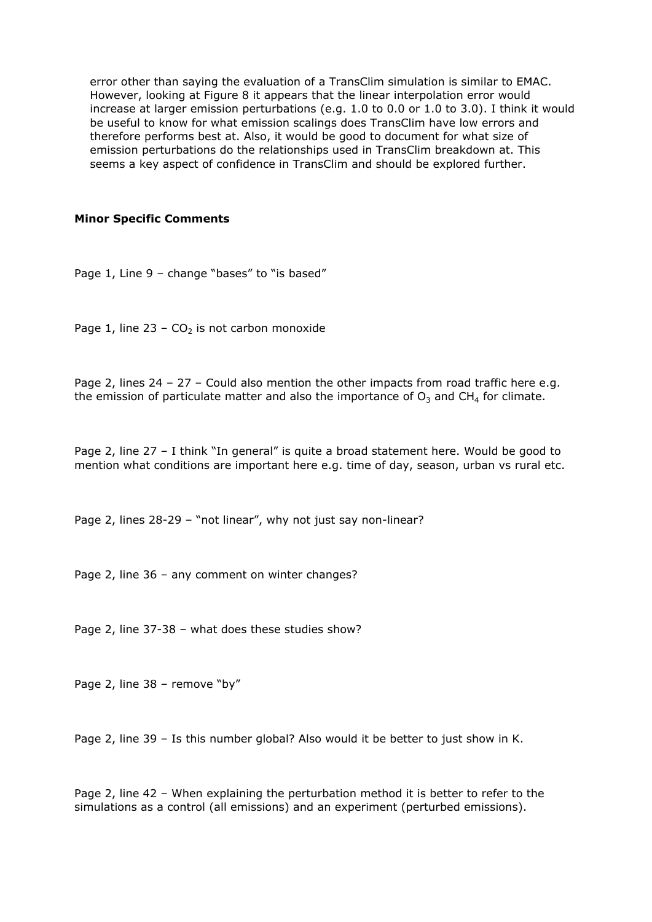error other than saying the evaluation of a TransClim simulation is similar to EMAC. However, looking at Figure 8 it appears that the linear interpolation error would increase at larger emission perturbations (e.g. 1.0 to 0.0 or 1.0 to 3.0). I think it would be useful to know for what emission scalings does TransClim have low errors and therefore performs best at. Also, it would be good to document for what size of emission perturbations do the relationships used in TransClim breakdown at. This seems a key aspect of confidence in TransClim and should be explored further.

**Minor Specific Comments**

Page 1, Line 9 – change "bases" to "is based"

Page 1, line 23 – $CO_2$ is not carbon monoxide

Page 2, lines 24 – 27 – Could also mention the other impacts from road traffic here e.g. the emission of particulate matter and also the importance of $O_3$ and $CH_4$ for climate.

Page 2, line 27 – I think "In general" is quite a broad statement here. Would be good to mention what conditions are important here e.g. time of day, season, urban vs rural etc.

Page 2, lines 28-29 – "not linear", why not just say non-linear?

Page 2, line 36 – any comment on winter changes?

Page 2, line 37-38 – what does these studies show?

Page 2, line 38 – remove "by"

Page 2, line 39 – Is this number global? Also would it be better to just show in K.

Page 2, line 42 – When explaining the perturbation method it is better to refer to the simulations as a control (all emissions) and an experiment (perturbed emissions).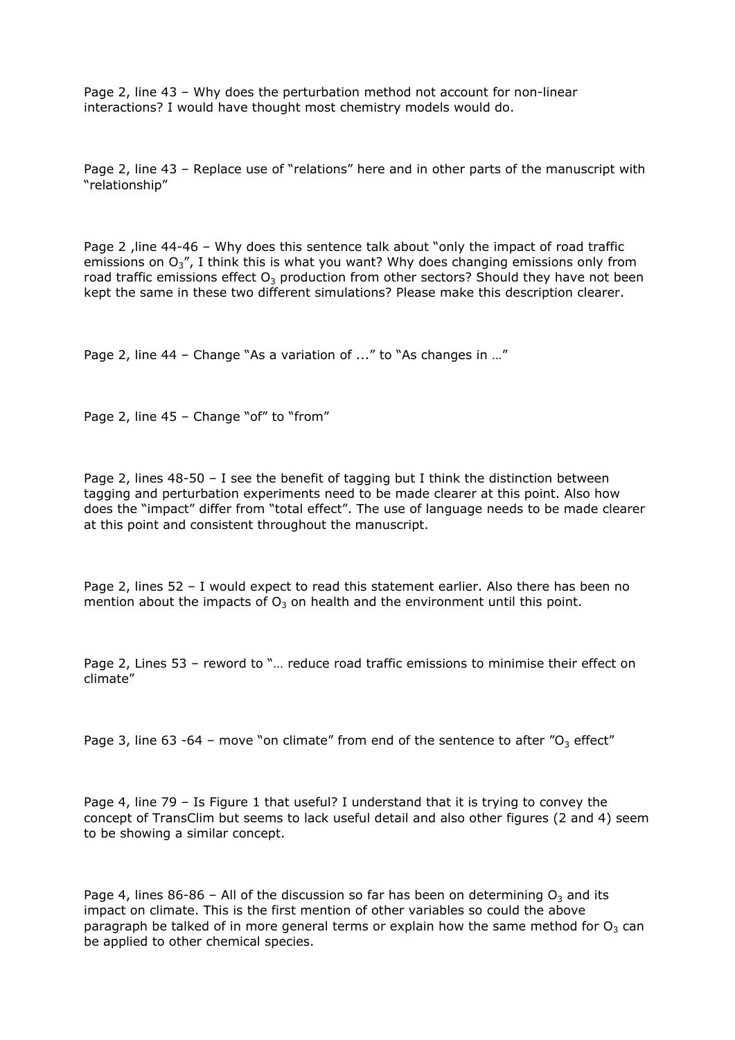Page 2, line 43 – Why does the perturbation method not account for non-linear interactions? I would have thought most chemistry models would do.

Page 2, line 43 – Replace use of "relations" here and in other parts of the manuscript with "relationship"

Page 2 ,line 44-46 – Why does this sentence talk about "only the impact of road traffic emissions on $O_3$", I think this is what you want? Why does changing emissions only from road traffic emissions effect $O_3$ production from other sectors? Should they have not been kept the same in these two different simulations? Please make this description clearer.

Page 2, line 44 – Change "As a variation of ..." to "As changes in …"

Page 2, line 45 – Change "of" to "from"

Page 2, lines 48-50 – I see the benefit of tagging but I think the distinction between tagging and perturbation experiments need to be made clearer at this point. Also how does the "impact" differ from "total effect". The use of language needs to be made clearer at this point and consistent throughout the manuscript.

Page 2, lines 52 – I would expect to read this statement earlier. Also there has been no mention about the impacts of $O_3$ on health and the environment until this point.

Page 2, Lines 53 – reword to "… reduce road traffic emissions to minimise their effect on climate"

Page 3, line 63 -64 – move "on climate" from end of the sentence to after "$O_3$ effect"

Page 4, line 79 – Is Figure 1 that useful? I understand that it is trying to convey the concept of TransClim but seems to lack useful detail and also other figures (2 and 4) seem to be showing a similar concept.

Page 4, lines 86-86 – All of the discussion so far has been on determining $O_3$ and its impact on climate. This is the first mention of other variables so could the above paragraph be talked of in more general terms or explain how the same method for $O_3$ can be applied to other chemical species.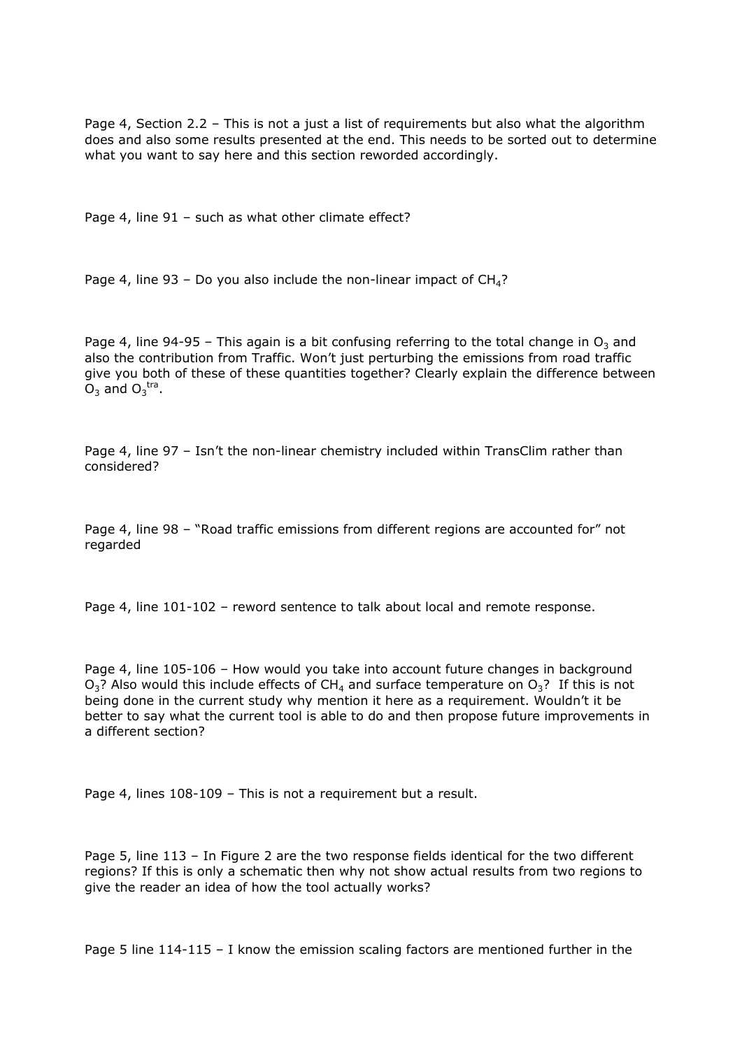Page 4, Section 2.2 – This is not a just a list of requirements but also what the algorithm does and also some results presented at the end. This needs to be sorted out to determine what you want to say here and this section reworded accordingly.

Page 4, line 91 – such as what other climate effect?

Page 4, line 93 – Do you also include the non-linear impact of $CH_4$?

Page 4, line 94-95 – This again is a bit confusing referring to the total change in $O_3$ and also the contribution from Traffic. Won't just perturbing the emissions from road traffic give you both of these of these quantities together? Clearly explain the difference between $O_3$ and $O_3^{tra}$.

Page 4, line 97 – Isn't the non-linear chemistry included within TransClim rather than considered?

Page 4, line 98 – "Road traffic emissions from different regions are accounted for" not regarded

Page 4, line 101-102 – reword sentence to talk about local and remote response.

Page 4, line 105-106 – How would you take into account future changes in background $O_3$? Also would this include effects of $CH_4$ and surface temperature on $O_3$? If this is not being done in the current study why mention it here as a requirement. Wouldn't it be better to say what the current tool is able to do and then propose future improvements in a different section?

Page 4, lines 108-109 – This is not a requirement but a result.

Page 5, line 113 – In Figure 2 are the two response fields identical for the two different regions? If this is only a schematic then why not show actual results from two regions to give the reader an idea of how the tool actually works?

Page 5 line 114-115 – I know the emission scaling factors are mentioned further in the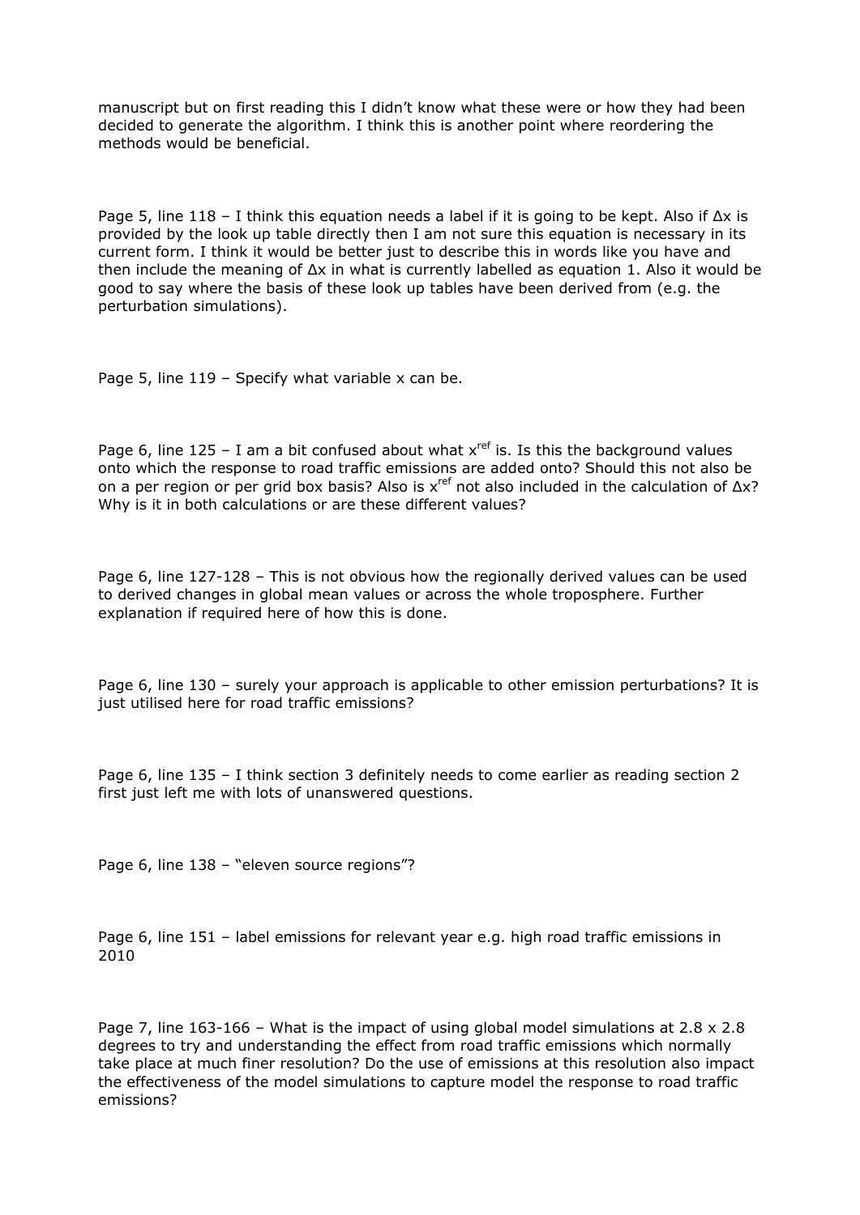manuscript but on first reading this I didn't know what these were or how they had been decided to generate the algorithm. I think this is another point where reordering the methods would be beneficial.

Page 5, line 118 – I think this equation needs a label if it is going to be kept. Also if $\Delta x$ is provided by the look up table directly then I am not sure this equation is necessary in its current form. I think it would be better just to describe this in words like you have and then include the meaning of $\Delta x$ in what is currently labelled as equation 1. Also it would be good to say where the basis of these look up tables have been derived from (e.g. the perturbation simulations).

Page 5, line 119 – Specify what variable x can be.

Page 6, line 125 – I am a bit confused about what $x^{ref}$ is. Is this the background values onto which the response to road traffic emissions are added onto? Should this not also be on a per region or per grid box basis? Also is $x^{ref}$ not also included in the calculation of $\Delta x$? Why is it in both calculations or are these different values?

Page 6, line 127-128 – This is not obvious how the regionally derived values can be used to derived changes in global mean values or across the whole troposphere. Further explanation if required here of how this is done.

Page 6, line 130 – surely your approach is applicable to other emission perturbations? It is just utilised here for road traffic emissions?

Page 6, line 135 – I think section 3 definitely needs to come earlier as reading section 2 first just left me with lots of unanswered questions.

Page 6, line 138 – "eleven source regions"?

Page 6, line 151 – label emissions for relevant year e.g. high road traffic emissions in 2010

Page 7, line 163-166 – What is the impact of using global model simulations at 2.8 x 2.8 degrees to try and understanding the effect from road traffic emissions which normally take place at much finer resolution? Do the use of emissions at this resolution also impact the effectiveness of the model simulations to capture model the response to road traffic emissions?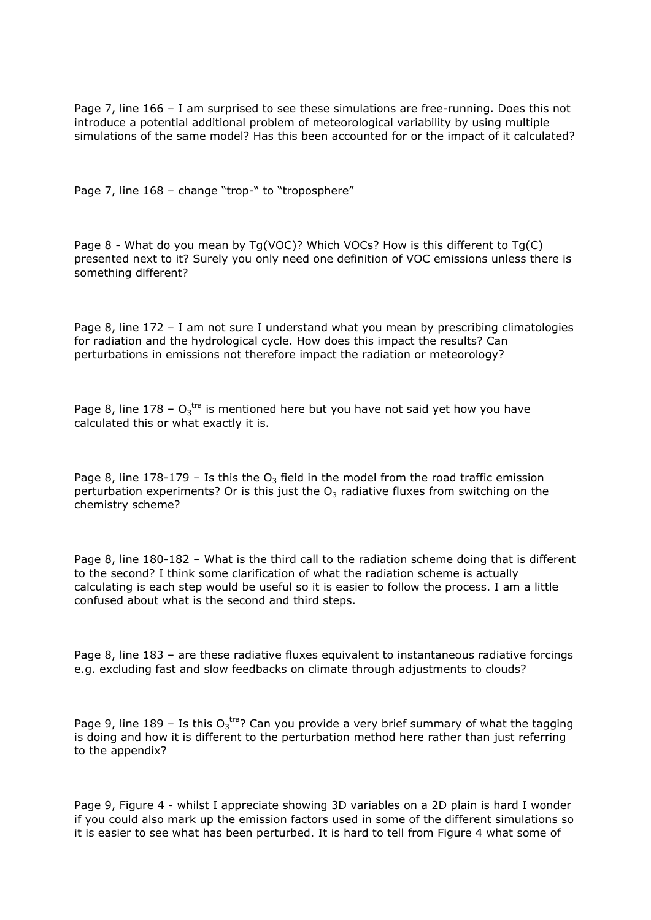Page 7, line 166 – I am surprised to see these simulations are free-running. Does this not introduce a potential additional problem of meteorological variability by using multiple simulations of the same model? Has this been accounted for or the impact of it calculated?

Page 7, line 168 – change "trop-" to "troposphere"

Page 8 - What do you mean by Tg(VOC)? Which VOCs? How is this different to Tg(C) presented next to it? Surely you only need one definition of VOC emissions unless there is something different?

Page 8, line 172 – I am not sure I understand what you mean by prescribing climatologies for radiation and the hydrological cycle. How does this impact the results? Can perturbations in emissions not therefore impact the radiation or meteorology?

Page 8, line 178 – $O_3^{tra}$ is mentioned here but you have not said yet how you have calculated this or what exactly it is.

Page 8, line 178-179 – Is this the $O_3$ field in the model from the road traffic emission perturbation experiments? Or is this just the $O_3$ radiative fluxes from switching on the chemistry scheme?

Page 8, line 180-182 – What is the third call to the radiation scheme doing that is different to the second? I think some clarification of what the radiation scheme is actually calculating is each step would be useful so it is easier to follow the process. I am a little confused about what is the second and third steps.

Page 8, line 183 – are these radiative fluxes equivalent to instantaneous radiative forcings e.g. excluding fast and slow feedbacks on climate through adjustments to clouds?

Page 9, line 189 – Is this $O_3^{tra}$? Can you provide a very brief summary of what the tagging is doing and how it is different to the perturbation method here rather than just referring to the appendix?

Page 9, Figure 4 - whilst I appreciate showing 3D variables on a 2D plain is hard I wonder if you could also mark up the emission factors used in some of the different simulations so it is easier to see what has been perturbed. It is hard to tell from Figure 4 what some of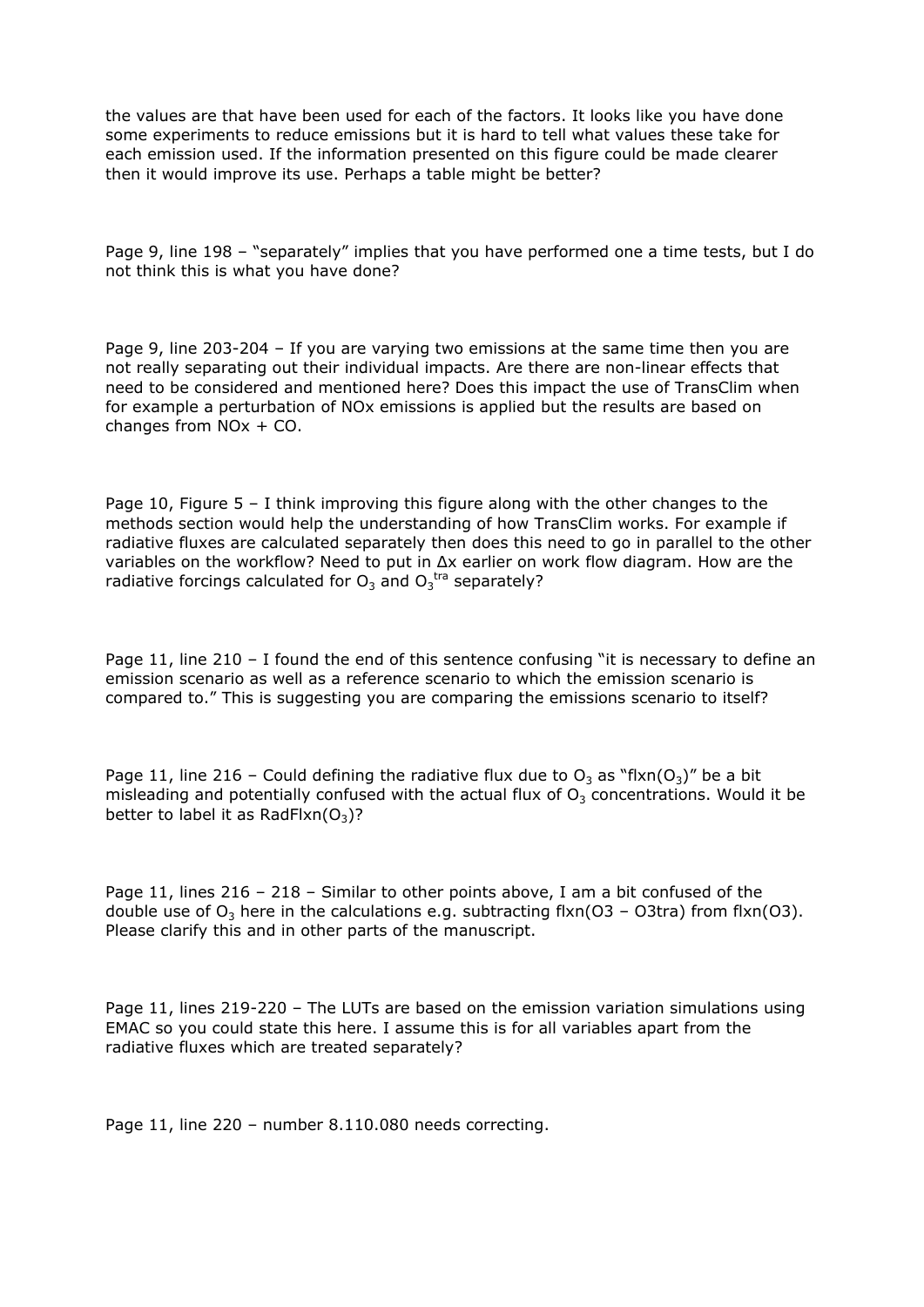the values are that have been used for each of the factors. It looks like you have done some experiments to reduce emissions but it is hard to tell what values these take for each emission used. If the information presented on this figure could be made clearer then it would improve its use. Perhaps a table might be better?

Page 9, line 198 – "separately" implies that you have performed one a time tests, but I do not think this is what you have done?

Page 9, line 203-204 – If you are varying two emissions at the same time then you are not really separating out their individual impacts. Are there are non-linear effects that need to be considered and mentioned here? Does this impact the use of TransClim when for example a perturbation of NOx emissions is applied but the results are based on changes from NOx + CO.

Page 10, Figure 5 – I think improving this figure along with the other changes to the methods section would help the understanding of how TransClim works. For example if radiative fluxes are calculated separately then does this need to go in parallel to the other variables on the workflow? Need to put in Δx earlier on work flow diagram. How are the radiative forcings calculated for $O_3$ and $O_3^{tra}$ separately?

Page 11, line 210 – I found the end of this sentence confusing "it is necessary to define an emission scenario as well as a reference scenario to which the emission scenario is compared to." This is suggesting you are comparing the emissions scenario to itself?

Page 11, line 216 – Could defining the radiative flux due to $O_3$ as "flxn($O_3$)" be a bit misleading and potentially confused with the actual flux of $O_3$ concentrations. Would it be better to label it as RadFlxn($O_3$)?

Page 11, lines 216 – 218 – Similar to other points above, I am a bit confused of the double use of $O_3$ here in the calculations e.g. subtracting flxn(O3 – O3tra) from flxn(O3). Please clarify this and in other parts of the manuscript.

Page 11, lines 219-220 – The LUTs are based on the emission variation simulations using EMAC so you could state this here. I assume this is for all variables apart from the radiative fluxes which are treated separately?

Page 11, line 220 – number 8.110.080 needs correcting.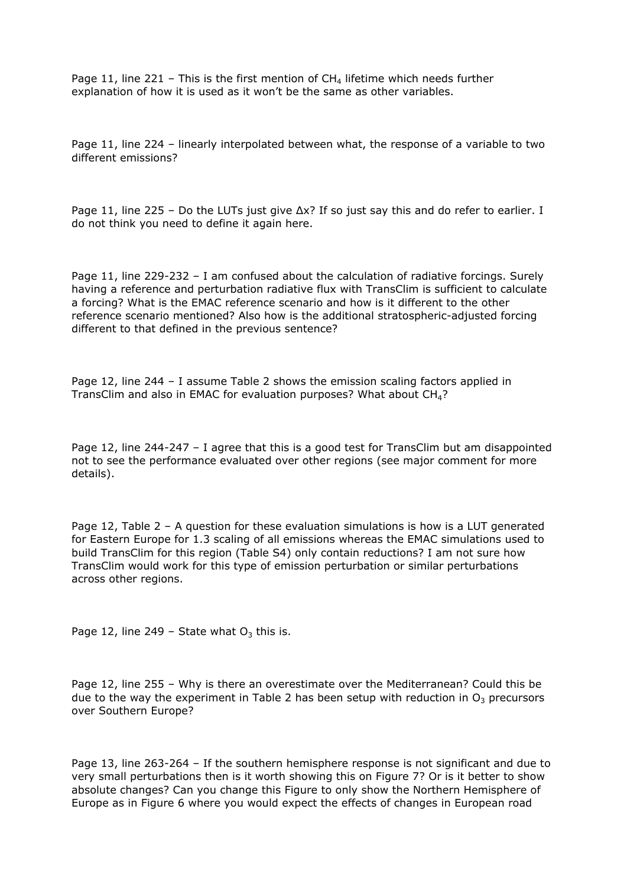Page 11, line 221 – This is the first mention of $CH_4$ lifetime which needs further explanation of how it is used as it won't be the same as other variables.

Page 11, line 224 – linearly interpolated between what, the response of a variable to two different emissions?

Page 11, line 225 – Do the LUTs just give $\Delta x$? If so just say this and do refer to earlier. I do not think you need to define it again here.

Page 11, line 229-232 – I am confused about the calculation of radiative forcings. Surely having a reference and perturbation radiative flux with TransClim is sufficient to calculate a forcing? What is the EMAC reference scenario and how is it different to the other reference scenario mentioned? Also how is the additional stratospheric-adjusted forcing different to that defined in the previous sentence?

Page 12, line 244 – I assume Table 2 shows the emission scaling factors applied in TransClim and also in EMAC for evaluation purposes? What about $CH_4$?

Page 12, line 244-247 – I agree that this is a good test for TransClim but am disappointed not to see the performance evaluated over other regions (see major comment for more details).

Page 12, Table 2 – A question for these evaluation simulations is how is a LUT generated for Eastern Europe for 1.3 scaling of all emissions whereas the EMAC simulations used to build TransClim for this region (Table S4) only contain reductions? I am not sure how TransClim would work for this type of emission perturbation or similar perturbations across other regions.

Page 12, line 249 – State what $O_3$ this is.

Page 12, line 255 – Why is there an overestimate over the Mediterranean? Could this be due to the way the experiment in Table 2 has been setup with reduction in $O_3$ precursors over Southern Europe?

Page 13, line 263-264 – If the southern hemisphere response is not significant and due to very small perturbations then is it worth showing this on Figure 7? Or is it better to show absolute changes? Can you change this Figure to only show the Northern Hemisphere of Europe as in Figure 6 where you would expect the effects of changes in European road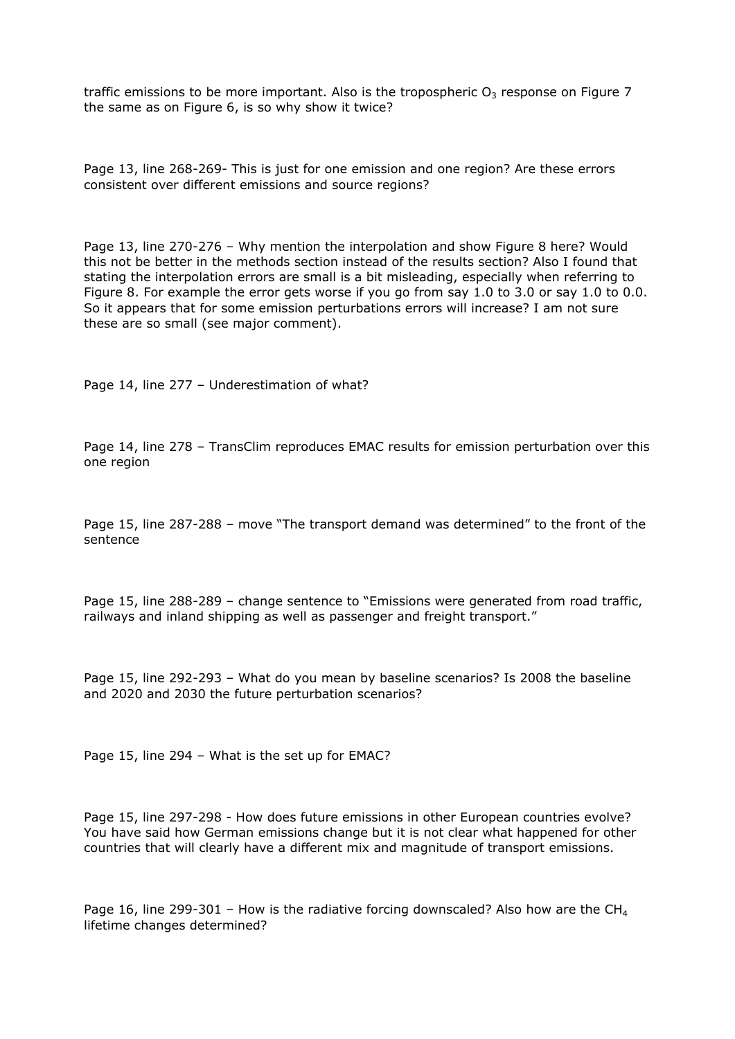traffic emissions to be more important. Also is the tropospheric $O_3$ response on Figure 7 the same as on Figure 6, is so why show it twice?

Page 13, line 268-269- This is just for one emission and one region? Are these errors consistent over different emissions and source regions?

Page 13, line 270-276 – Why mention the interpolation and show Figure 8 here? Would this not be better in the methods section instead of the results section? Also I found that stating the interpolation errors are small is a bit misleading, especially when referring to Figure 8. For example the error gets worse if you go from say 1.0 to 3.0 or say 1.0 to 0.0. So it appears that for some emission perturbations errors will increase? I am not sure these are so small (see major comment).

Page 14, line 277 – Underestimation of what?

Page 14, line 278 – TransClim reproduces EMAC results for emission perturbation over this one region

Page 15, line 287-288 – move "The transport demand was determined" to the front of the sentence

Page 15, line 288-289 – change sentence to "Emissions were generated from road traffic, railways and inland shipping as well as passenger and freight transport."

Page 15, line 292-293 – What do you mean by baseline scenarios? Is 2008 the baseline and 2020 and 2030 the future perturbation scenarios?

Page 15, line 294 – What is the set up for EMAC?

Page 15, line 297-298 - How does future emissions in other European countries evolve? You have said how German emissions change but it is not clear what happened for other countries that will clearly have a different mix and magnitude of transport emissions.

Page 16, line 299-301 – How is the radiative forcing downscaled? Also how are the $CH_4$ lifetime changes determined?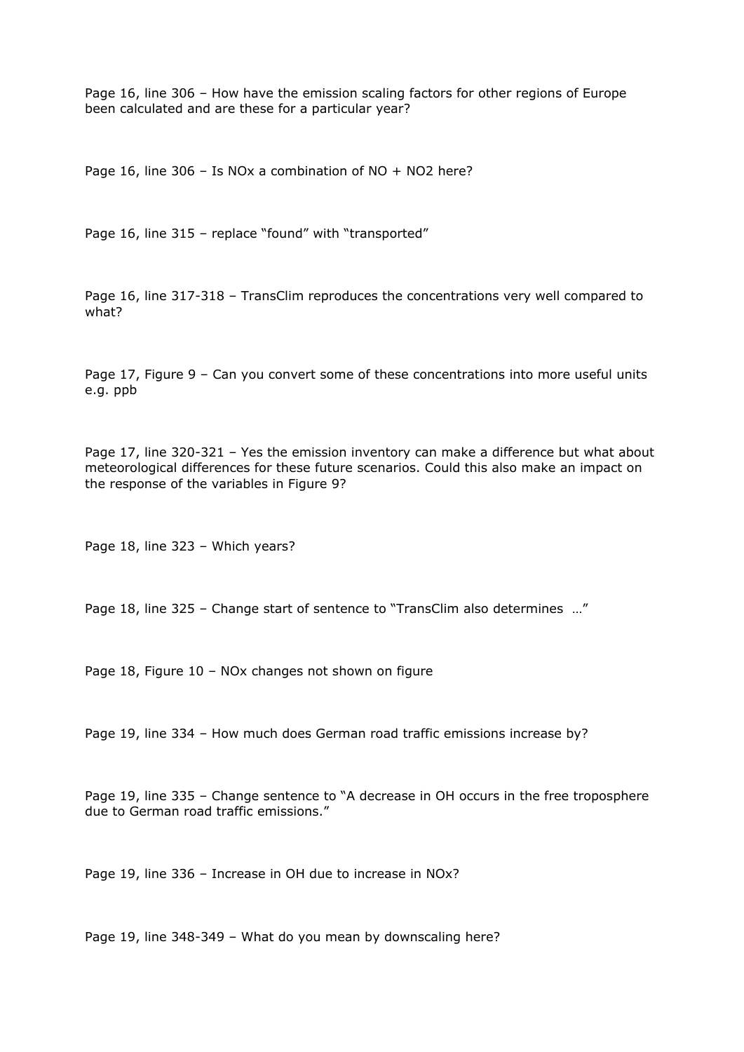Page 16, line 306 – How have the emission scaling factors for other regions of Europe been calculated and are these for a particular year?

Page 16, line 306 – Is NOx a combination of NO + NO2 here?

Page 16, line 315 – replace "found" with "transported"

Page 16, line 317-318 – TransClim reproduces the concentrations very well compared to what?

Page 17, Figure 9 – Can you convert some of these concentrations into more useful units e.g. ppb

Page 17, line 320-321 – Yes the emission inventory can make a difference but what about meteorological differences for these future scenarios. Could this also make an impact on the response of the variables in Figure 9?

Page 18, line 323 – Which years?

Page 18, line 325 – Change start of sentence to "TransClim also determines …"

Page 18, Figure 10 – NOx changes not shown on figure

Page 19, line 334 – How much does German road traffic emissions increase by?

Page 19, line 335 – Change sentence to "A decrease in OH occurs in the free troposphere due to German road traffic emissions."

Page 19, line 336 – Increase in OH due to increase in NOx?

Page 19, line 348-349 – What do you mean by downscaling here?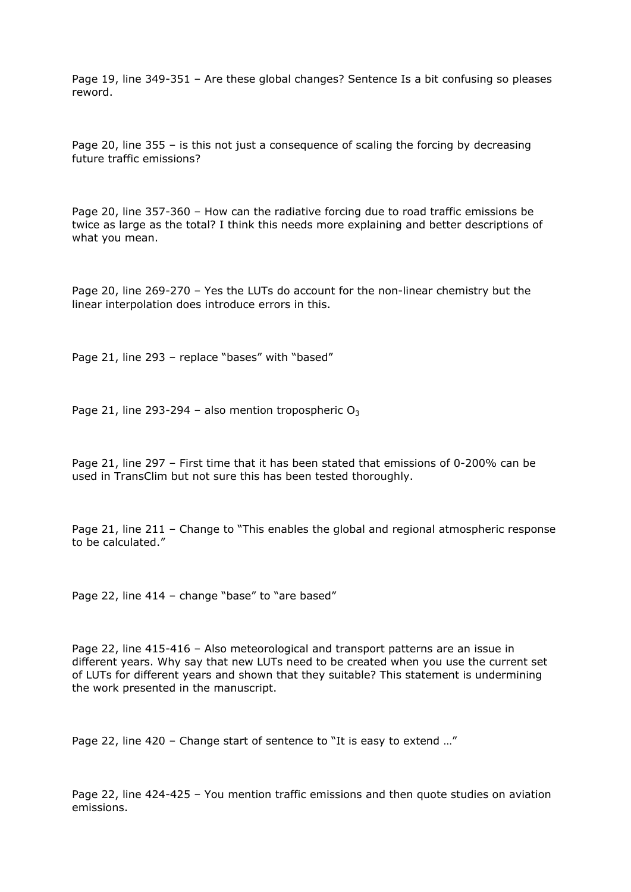Page 19, line 349-351 – Are these global changes? Sentence Is a bit confusing so pleases reword.

Page 20, line 355 – is this not just a consequence of scaling the forcing by decreasing future traffic emissions?

Page 20, line 357-360 – How can the radiative forcing due to road traffic emissions be twice as large as the total? I think this needs more explaining and better descriptions of what you mean.

Page 20, line 269-270 – Yes the LUTs do account for the non-linear chemistry but the linear interpolation does introduce errors in this.

Page 21, line 293 – replace "bases" with "based"

Page 21, line 293-294 – also mention tropospheric $O_3$

Page 21, line 297 – First time that it has been stated that emissions of 0-200% can be used in TransClim but not sure this has been tested thoroughly.

Page 21, line 211 – Change to "This enables the global and regional atmospheric response to be calculated."

Page 22, line 414 – change "base" to "are based"

Page 22, line 415-416 – Also meteorological and transport patterns are an issue in different years. Why say that new LUTs need to be created when you use the current set of LUTs for different years and shown that they suitable? This statement is undermining the work presented in the manuscript.

Page 22, line 420 – Change start of sentence to "It is easy to extend …"

Page 22, line 424-425 – You mention traffic emissions and then quote studies on aviation emissions.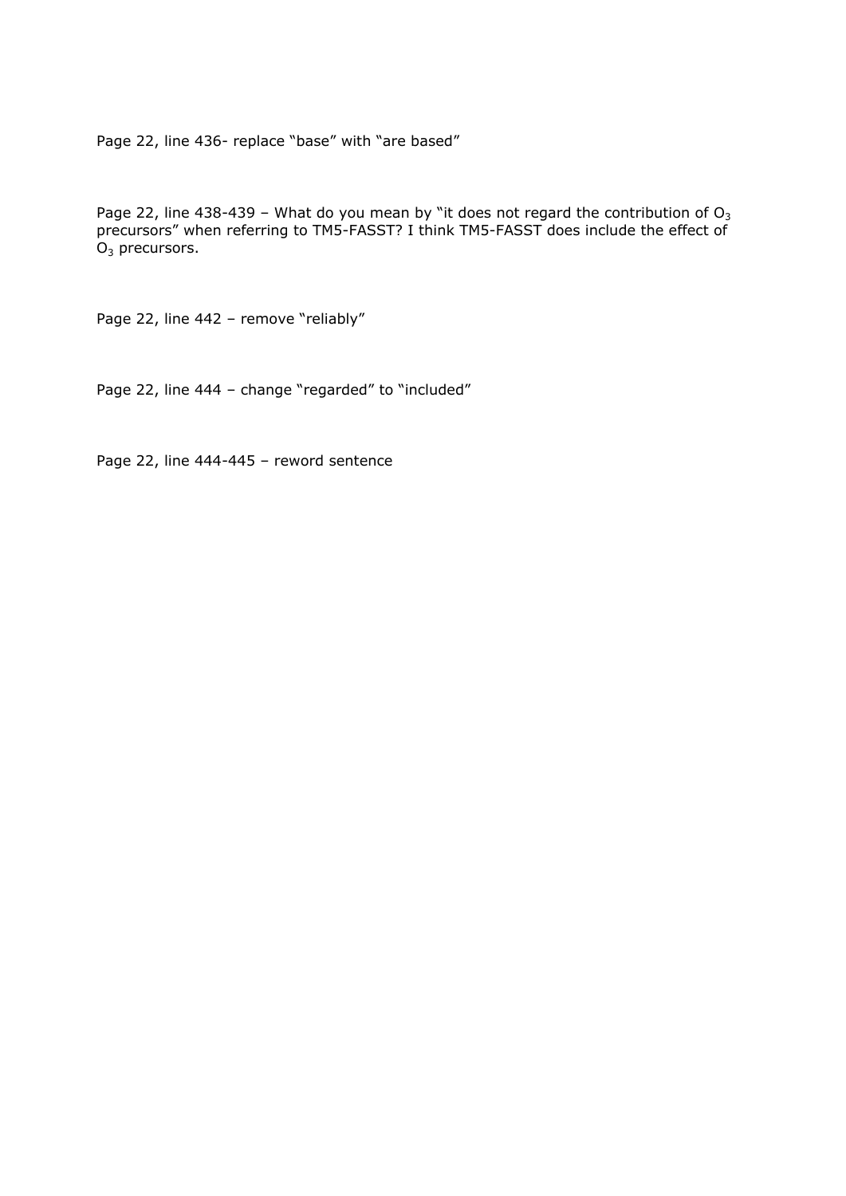Page 22, line 436- replace "base" with "are based"

Page 22, line 438-439 – What do you mean by "it does not regard the contribution of $O_3$ precursors" when referring to TM5-FASST? I think TM5-FASST does include the effect of $O_3$ precursors.

Page 22, line 442 – remove "reliably"

Page 22, line 444 – change "regarded" to "included"

Page 22, line 444-445 – reword sentence